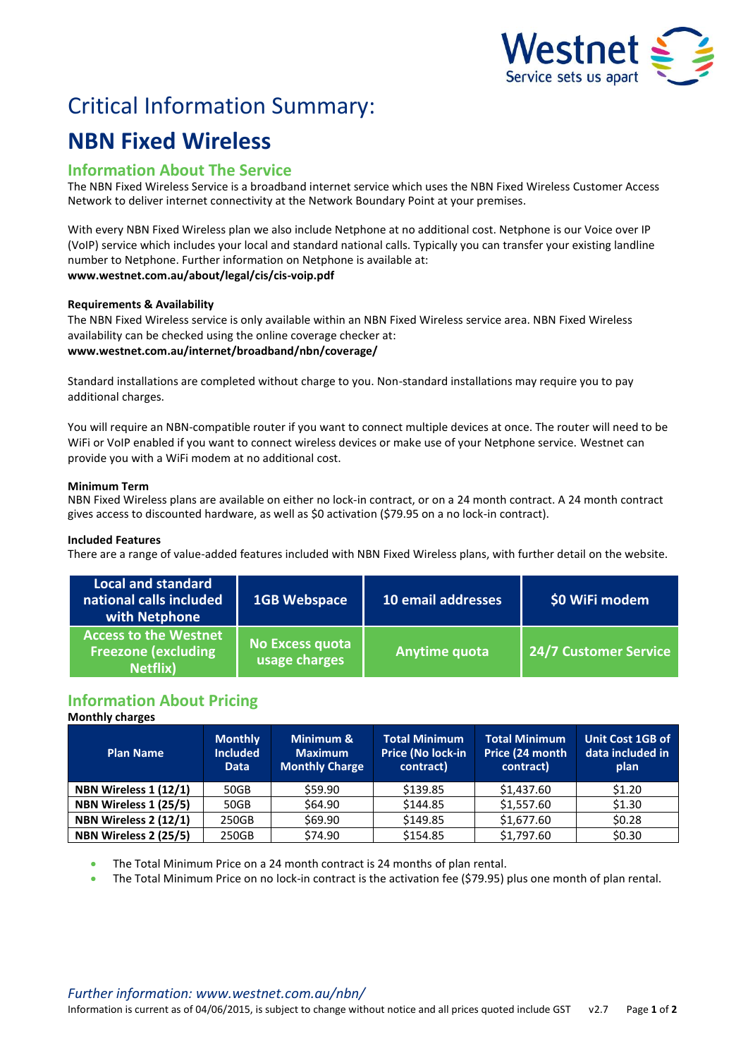# Critical Information Summary:

# NBN Fixed Wireless

## Information About The Service

The NBN Fixed Wireless Service is a broadband internet service which uses the NBN Fixed Wireless Customer Access Network to deliver internet connectivity at the Network Boundary Point at your premises.

With every NBN Fixed Wireless plan we also include Netphone at no additional cost. Netphone is our Voice over IP (VoIP) service which includes your local and standard national calls. Typically you can transfer your existing landline number to Netphone. Further information on Netphone is available at:
**www.westnet.com.au/about/legal/cis/cis-voip.pdf**

**Requirements & Availability**

The NBN Fixed Wireless service is only available within an NBN Fixed Wireless service area. NBN Fixed Wireless availability can be checked using the online coverage checker at:
**www.westnet.com.au/internet/broadband/nbn/coverage/**

Standard installations are completed without charge to you. Non-standard installations may require you to pay additional charges.

You will require an NBN-compatible router if you want to connect multiple devices at once. The router will need to be WiFi or VoIP enabled if you want to connect wireless devices or make use of your Netphone service. Westnet can provide you with a WiFi modem at no additional cost.

**Minimum Term**

NBN Fixed Wireless plans are available on either no lock-in contract, or on a 24 month contract. A 24 month contract gives access to discounted hardware, as well as $0 activation ($79.95 on a no lock-in contract).

**Included Features**

There are a range of value-added features included with NBN Fixed Wireless plans, with further detail on the website.

| Local and standard national calls included with Netphone | 1GB Webspace | 10 email addresses | $0 WiFi modem |
|---|---|---|---|
| Access to the Westnet Freezone (excluding Netflix) | No Excess quota usage charges | Anytime quota | 24/7 Customer Service |

## Information About Pricing

**Monthly charges**

| Plan Name | Monthly Included Data | Minimum & Maximum Monthly Charge | Total Minimum Price (No lock-in contract) | Total Minimum Price (24 month contract) | Unit Cost 1GB of data included in plan |
|---|---|---|---|---|---|
| **NBN Wireless 1 (12/1)** | 50GB | $59.90 | $139.85 | $1,437.60 | $1.20 |
| **NBN Wireless 1 (25/5)** | 50GB | $64.90 | $144.85 | $1,557.60 | $1.30 |
| **NBN Wireless 2 (12/1)** | 250GB | $69.90 | $149.85 | $1,677.60 | $0.28 |
| **NBN Wireless 2 (25/5)** | 250GB | $74.90 | $154.85 | $1,797.60 | $0.30 |

- The Total Minimum Price on a 24 month contract is 24 months of plan rental.
- The Total Minimum Price on no lock-in contract is the activation fee ($79.95) plus one month of plan rental.

*Further information: www.westnet.com.au/nbn/*

Information is current as of 04/06/2015, is subject to change without notice and all prices quoted include GST v2.7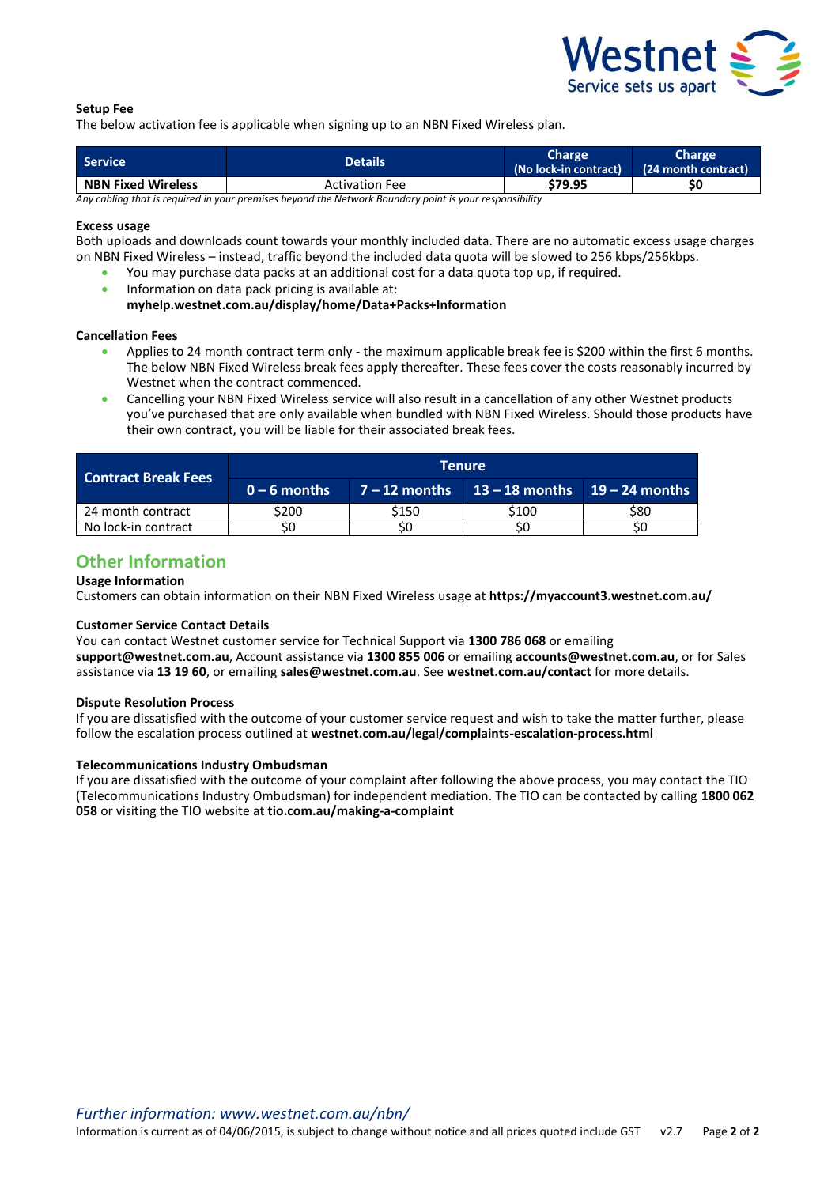**Setup Fee**

The below activation fee is applicable when signing up to an NBN Fixed Wireless plan.

| Service | Details | Charge (No lock-in contract) | Charge (24 month contract) |
|---|---|---|---|
| **NBN Fixed Wireless** | Activation Fee | **$79.95** | **$0** |

*Any cabling that is required in your premises beyond the Network Boundary point is your responsibility*

**Excess usage**

Both uploads and downloads count towards your monthly included data. There are no automatic excess usage charges on NBN Fixed Wireless – instead, traffic beyond the included data quota will be slowed to 256 kbps/256kbps.

- You may purchase data packs at an additional cost for a data quota top up, if required.
- Information on data pack pricing is available at: **myhelp.westnet.com.au/display/home/Data+Packs+Information**

**Cancellation Fees**

- Applies to 24 month contract term only - the maximum applicable break fee is $200 within the first 6 months. The below NBN Fixed Wireless break fees apply thereafter. These fees cover the costs reasonably incurred by Westnet when the contract commenced.
- Cancelling your NBN Fixed Wireless service will also result in a cancellation of any other Westnet products you've purchased that are only available when bundled with NBN Fixed Wireless. Should those products have their own contract, you will be liable for their associated break fees.

| Contract Break Fees | Tenure | | | |
|---|---|---|---|---|
| | **0 – 6 months** | **7 – 12 months** | **13 – 18 months** | **19 – 24 months** |
| 24 month contract | $200 | $150 | $100 | $80 |
| No lock-in contract | $0 | $0 | $0 | $0 |

## Other Information

**Usage Information**

Customers can obtain information on their NBN Fixed Wireless usage at **https://myaccount3.westnet.com.au/**

**Customer Service Contact Details**

You can contact Westnet customer service for Technical Support via **1300 786 068** or emailing **support@westnet.com.au**, Account assistance via **1300 855 006** or emailing **accounts@westnet.com.au**, or for Sales assistance via **13 19 60**, or emailing **sales@westnet.com.au**. See **westnet.com.au/contact** for more details.

**Dispute Resolution Process**

If you are dissatisfied with the outcome of your customer service request and wish to take the matter further, please follow the escalation process outlined at **westnet.com.au/legal/complaints-escalation-process.html**

**Telecommunications Industry Ombudsman**

If you are dissatisfied with the outcome of your complaint after following the above process, you may contact the TIO (Telecommunications Industry Ombudsman) for independent mediation. The TIO can be contacted by calling **1800 062 058** or visiting the TIO website at **tio.com.au/making-a-complaint**

*Further information: www.westnet.com.au/nbn/*

Information is current as of 04/06/2015, is subject to change without notice and all prices quoted include GST v2.7